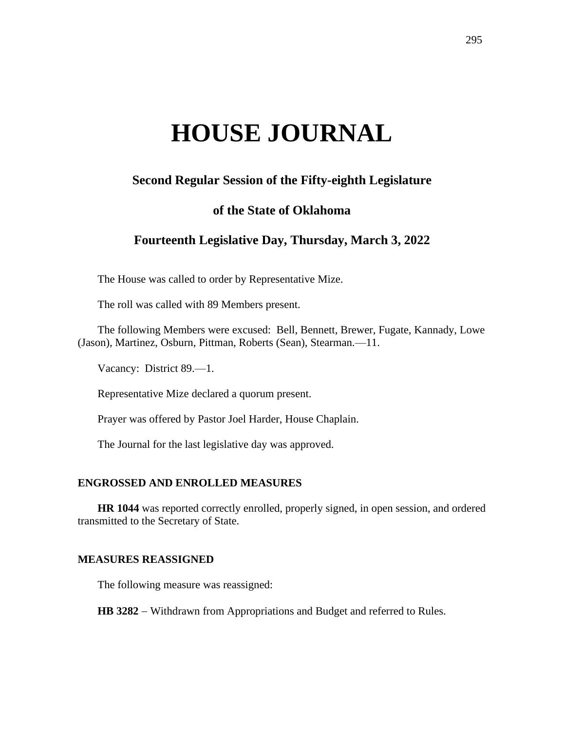# HOUSE JOURNAL

## Second Regular Session of the Fifty-eighth Legislature

## of the State of Oklahoma

## Fourteenth Legislative Day, Thursday, March 3, 2022

The House was called to order by Representative Mize.

The roll was called with 89 Members present.

The following Members were excused: Bell, Bennett, Brewer, Fugate, Kannady, Lowe (Jason), Martinez, Osburn, Pittman, Roberts (Sean), Stearman.—11.

Vacancy: District 89.—1.

Representative Mize declared a quorum present.

Prayer was offered by Pastor Joel Harder, House Chaplain.

The Journal for the last legislative day was approved.

### ENGROSSED AND ENROLLED MEASURES

**HR 1044** was reported correctly enrolled, properly signed, in open session, and ordered transmitted to the Secretary of State.

### MEASURES REASSIGNED

The following measure was reassigned:

**HB 3282** − Withdrawn from Appropriations and Budget and referred to Rules.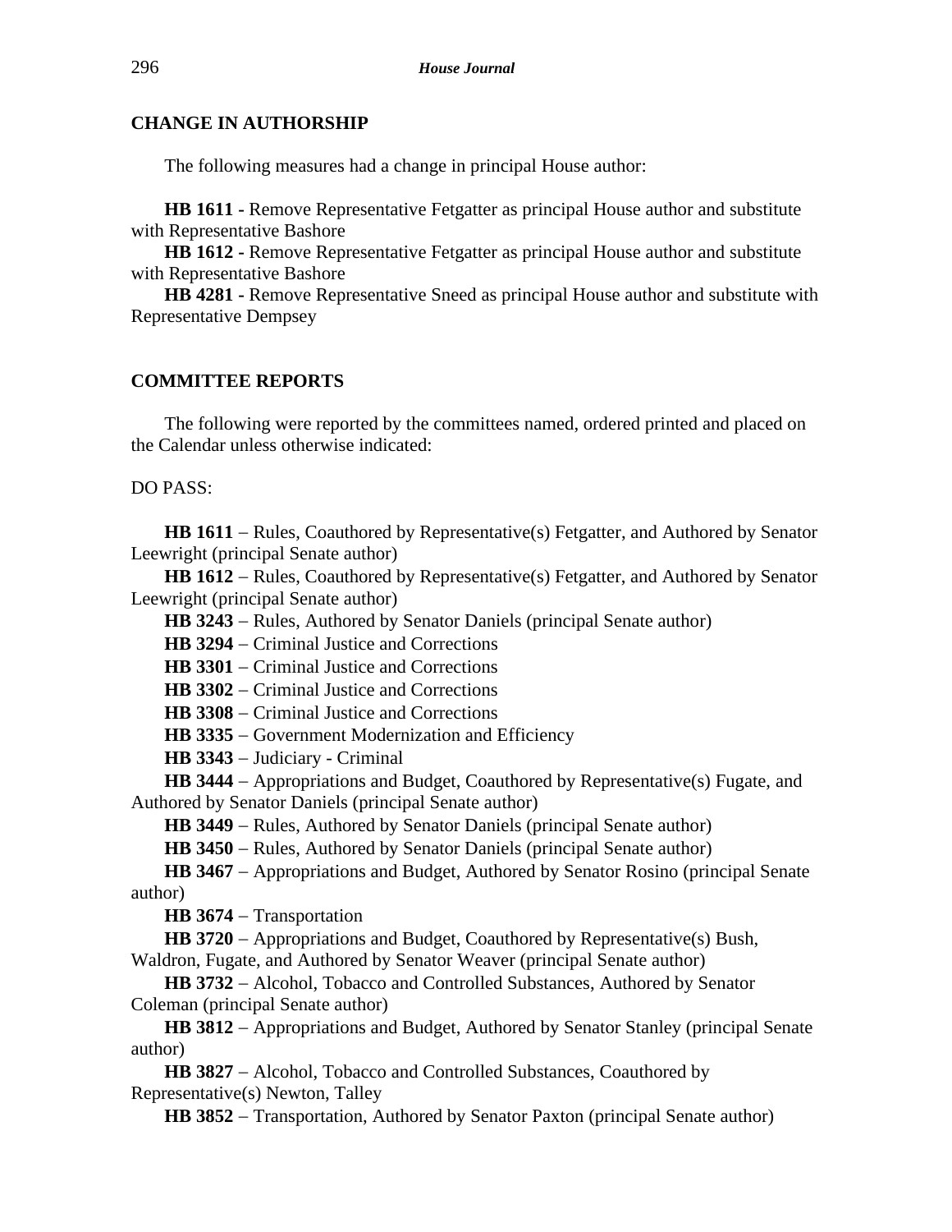## CHANGE IN AUTHORSHIP

The following measures had a change in principal House author:

**HB 1611 -** Remove Representative Fetgatter as principal House author and substitute with Representative Bashore

**HB 1612 -** Remove Representative Fetgatter as principal House author and substitute with Representative Bashore

**HB 4281 -** Remove Representative Sneed as principal House author and substitute with Representative Dempsey

## COMMITTEE REPORTS

The following were reported by the committees named, ordered printed and placed on the Calendar unless otherwise indicated:

DO PASS:

**HB 1611** − Rules, Coauthored by Representative(s) Fetgatter, and Authored by Senator Leewright (principal Senate author)

**HB 1612** − Rules, Coauthored by Representative(s) Fetgatter, and Authored by Senator Leewright (principal Senate author)

**HB 3243** − Rules, Authored by Senator Daniels (principal Senate author)

**HB 3294** − Criminal Justice and Corrections

**HB 3301** − Criminal Justice and Corrections

**HB 3302** − Criminal Justice and Corrections

**HB 3308** − Criminal Justice and Corrections

**HB 3335** − Government Modernization and Efficiency

**HB 3343** − Judiciary - Criminal

**HB 3444** − Appropriations and Budget, Coauthored by Representative(s) Fugate, and Authored by Senator Daniels (principal Senate author)

**HB 3449** − Rules, Authored by Senator Daniels (principal Senate author)

**HB 3450** − Rules, Authored by Senator Daniels (principal Senate author)

**HB 3467** − Appropriations and Budget, Authored by Senator Rosino (principal Senate author)

**HB 3674** − Transportation

**HB 3720** − Appropriations and Budget, Coauthored by Representative(s) Bush, Waldron, Fugate, and Authored by Senator Weaver (principal Senate author)

**HB 3732** − Alcohol, Tobacco and Controlled Substances, Authored by Senator Coleman (principal Senate author)

**HB 3812** − Appropriations and Budget, Authored by Senator Stanley (principal Senate author)

**HB 3827** − Alcohol, Tobacco and Controlled Substances, Coauthored by Representative(s) Newton, Talley

**HB 3852** − Transportation, Authored by Senator Paxton (principal Senate author)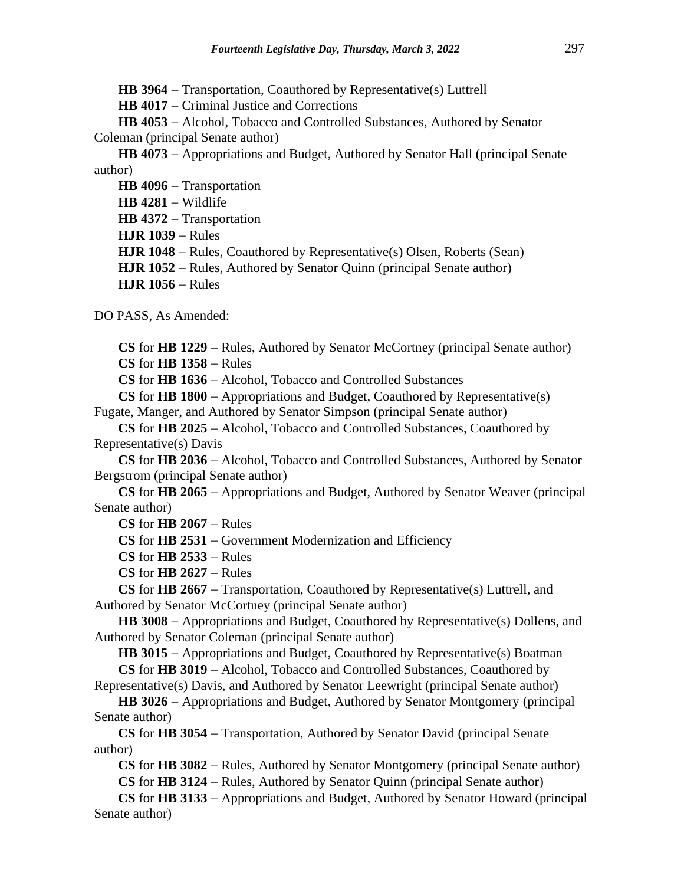**HB 3964** – Transportation, Coauthored by Representative(s) Luttrell

**HB 4017** – Criminal Justice and Corrections

**HB 4053** – Alcohol, Tobacco and Controlled Substances, Authored by Senator Coleman (principal Senate author)

**HB 4073** – Appropriations and Budget, Authored by Senator Hall (principal Senate author)

**HB 4096** – Transportation

**HB 4281** – Wildlife

**HB 4372** – Transportation

**HJR 1039** – Rules

**HJR 1048** – Rules, Coauthored by Representative(s) Olsen, Roberts (Sean)

**HJR 1052** – Rules, Authored by Senator Quinn (principal Senate author)

**HJR 1056** – Rules

DO PASS, As Amended:

**CS** for **HB 1229** – Rules, Authored by Senator McCortney (principal Senate author)

**CS** for **HB 1358** – Rules

**CS** for **HB 1636** – Alcohol, Tobacco and Controlled Substances

**CS** for **HB 1800** – Appropriations and Budget, Coauthored by Representative(s) Fugate, Manger, and Authored by Senator Simpson (principal Senate author)

**CS** for **HB 2025** – Alcohol, Tobacco and Controlled Substances, Coauthored by Representative(s) Davis

**CS** for **HB 2036** – Alcohol, Tobacco and Controlled Substances, Authored by Senator Bergstrom (principal Senate author)

**CS** for **HB 2065** – Appropriations and Budget, Authored by Senator Weaver (principal Senate author)

**CS** for **HB 2067** – Rules

**CS** for **HB 2531** – Government Modernization and Efficiency

**CS** for **HB 2533** – Rules

**CS** for **HB 2627** – Rules

**CS** for **HB 2667** – Transportation, Coauthored by Representative(s) Luttrell, and Authored by Senator McCortney (principal Senate author)

**HB 3008** – Appropriations and Budget, Coauthored by Representative(s) Dollens, and Authored by Senator Coleman (principal Senate author)

**HB 3015** – Appropriations and Budget, Coauthored by Representative(s) Boatman

**CS** for **HB 3019** – Alcohol, Tobacco and Controlled Substances, Coauthored by Representative(s) Davis, and Authored by Senator Leewright (principal Senate author)

**HB 3026** – Appropriations and Budget, Authored by Senator Montgomery (principal Senate author)

**CS** for **HB 3054** – Transportation, Authored by Senator David (principal Senate author)

**CS** for **HB 3082** – Rules, Authored by Senator Montgomery (principal Senate author)

**CS** for **HB 3124** – Rules, Authored by Senator Quinn (principal Senate author)

**CS** for **HB 3133** – Appropriations and Budget, Authored by Senator Howard (principal Senate author)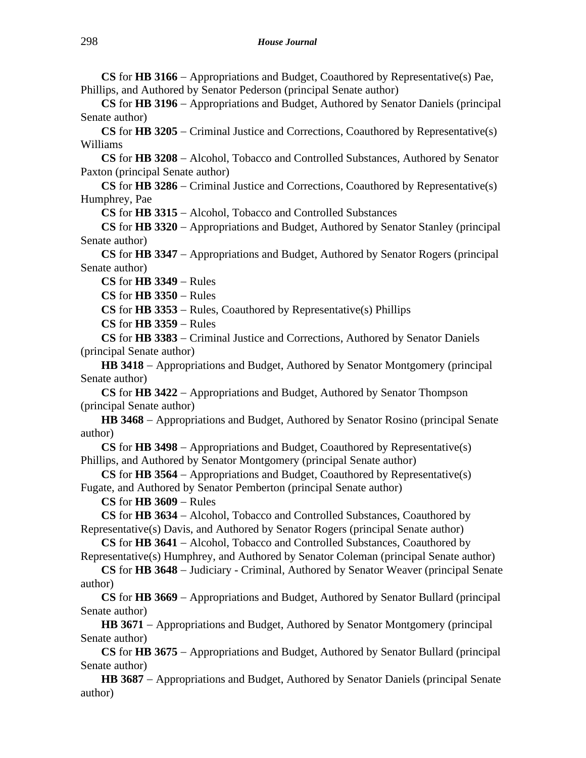**CS** for **HB 3166** – Appropriations and Budget, Coauthored by Representative(s) Pae, Phillips, and Authored by Senator Pederson (principal Senate author)

**CS** for **HB 3196** – Appropriations and Budget, Authored by Senator Daniels (principal Senate author)

**CS** for **HB 3205** – Criminal Justice and Corrections, Coauthored by Representative(s) Williams

**CS** for **HB 3208** – Alcohol, Tobacco and Controlled Substances, Authored by Senator Paxton (principal Senate author)

**CS** for **HB 3286** – Criminal Justice and Corrections, Coauthored by Representative(s) Humphrey, Pae

**CS** for **HB 3315** – Alcohol, Tobacco and Controlled Substances

**CS** for **HB 3320** – Appropriations and Budget, Authored by Senator Stanley (principal Senate author)

**CS** for **HB 3347** – Appropriations and Budget, Authored by Senator Rogers (principal Senate author)

**CS** for **HB 3349** – Rules

**CS** for **HB 3350** – Rules

**CS** for **HB 3353** – Rules, Coauthored by Representative(s) Phillips

**CS** for **HB 3359** – Rules

**CS** for **HB 3383** – Criminal Justice and Corrections, Authored by Senator Daniels (principal Senate author)

**HB 3418** – Appropriations and Budget, Authored by Senator Montgomery (principal Senate author)

**CS** for **HB 3422** – Appropriations and Budget, Authored by Senator Thompson (principal Senate author)

**HB 3468** – Appropriations and Budget, Authored by Senator Rosino (principal Senate author)

**CS** for **HB 3498** – Appropriations and Budget, Coauthored by Representative(s) Phillips, and Authored by Senator Montgomery (principal Senate author)

**CS** for **HB 3564** – Appropriations and Budget, Coauthored by Representative(s) Fugate, and Authored by Senator Pemberton (principal Senate author)

**CS** for **HB 3609** – Rules

**CS** for **HB 3634** – Alcohol, Tobacco and Controlled Substances, Coauthored by Representative(s) Davis, and Authored by Senator Rogers (principal Senate author)

**CS** for **HB 3641** – Alcohol, Tobacco and Controlled Substances, Coauthored by Representative(s) Humphrey, and Authored by Senator Coleman (principal Senate author)

**CS** for **HB 3648** – Judiciary - Criminal, Authored by Senator Weaver (principal Senate author)

**CS** for **HB 3669** – Appropriations and Budget, Authored by Senator Bullard (principal Senate author)

**HB 3671** – Appropriations and Budget, Authored by Senator Montgomery (principal Senate author)

**CS** for **HB 3675** – Appropriations and Budget, Authored by Senator Bullard (principal Senate author)

**HB 3687** – Appropriations and Budget, Authored by Senator Daniels (principal Senate author)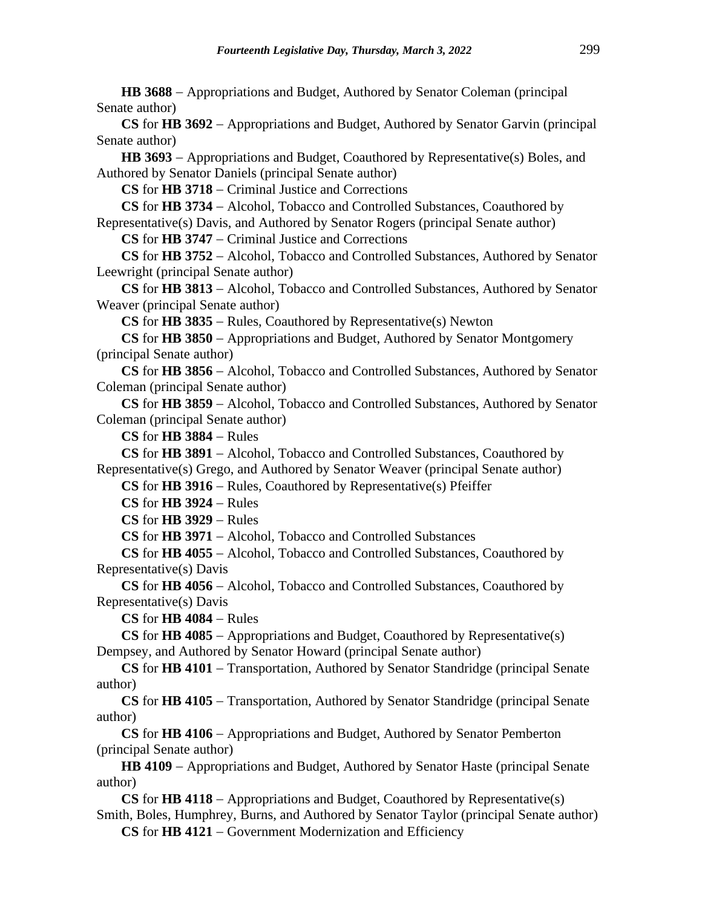**HB 3688** − Appropriations and Budget, Authored by Senator Coleman (principal Senate author)

**CS** for **HB 3692** − Appropriations and Budget, Authored by Senator Garvin (principal Senate author)

**HB 3693** − Appropriations and Budget, Coauthored by Representative(s) Boles, and Authored by Senator Daniels (principal Senate author)

**CS** for **HB 3718** − Criminal Justice and Corrections

**CS** for **HB 3734** − Alcohol, Tobacco and Controlled Substances, Coauthored by Representative(s) Davis, and Authored by Senator Rogers (principal Senate author)

**CS** for **HB 3747** − Criminal Justice and Corrections

**CS** for **HB 3752** − Alcohol, Tobacco and Controlled Substances, Authored by Senator Leewright (principal Senate author)

**CS** for **HB 3813** − Alcohol, Tobacco and Controlled Substances, Authored by Senator Weaver (principal Senate author)

**CS** for **HB 3835** − Rules, Coauthored by Representative(s) Newton

**CS** for **HB 3850** − Appropriations and Budget, Authored by Senator Montgomery (principal Senate author)

**CS** for **HB 3856** − Alcohol, Tobacco and Controlled Substances, Authored by Senator Coleman (principal Senate author)

**CS** for **HB 3859** − Alcohol, Tobacco and Controlled Substances, Authored by Senator Coleman (principal Senate author)

**CS** for **HB 3884** − Rules

**CS** for **HB 3891** − Alcohol, Tobacco and Controlled Substances, Coauthored by Representative(s) Grego, and Authored by Senator Weaver (principal Senate author)

**CS** for **HB 3916** − Rules, Coauthored by Representative(s) Pfeiffer

**CS** for **HB 3924** − Rules

**CS** for **HB 3929** − Rules

**CS** for **HB 3971** − Alcohol, Tobacco and Controlled Substances

**CS** for **HB 4055** − Alcohol, Tobacco and Controlled Substances, Coauthored by Representative(s) Davis

**CS** for **HB 4056** − Alcohol, Tobacco and Controlled Substances, Coauthored by Representative(s) Davis

**CS** for **HB 4084** − Rules

**CS** for **HB 4085** − Appropriations and Budget, Coauthored by Representative(s) Dempsey, and Authored by Senator Howard (principal Senate author)

**CS** for **HB 4101** − Transportation, Authored by Senator Standridge (principal Senate author)

**CS** for **HB 4105** − Transportation, Authored by Senator Standridge (principal Senate author)

**CS** for **HB 4106** − Appropriations and Budget, Authored by Senator Pemberton (principal Senate author)

**HB 4109** − Appropriations and Budget, Authored by Senator Haste (principal Senate author)

**CS** for **HB 4118** − Appropriations and Budget, Coauthored by Representative(s) Smith, Boles, Humphrey, Burns, and Authored by Senator Taylor (principal Senate author)

**CS** for **HB 4121** − Government Modernization and Efficiency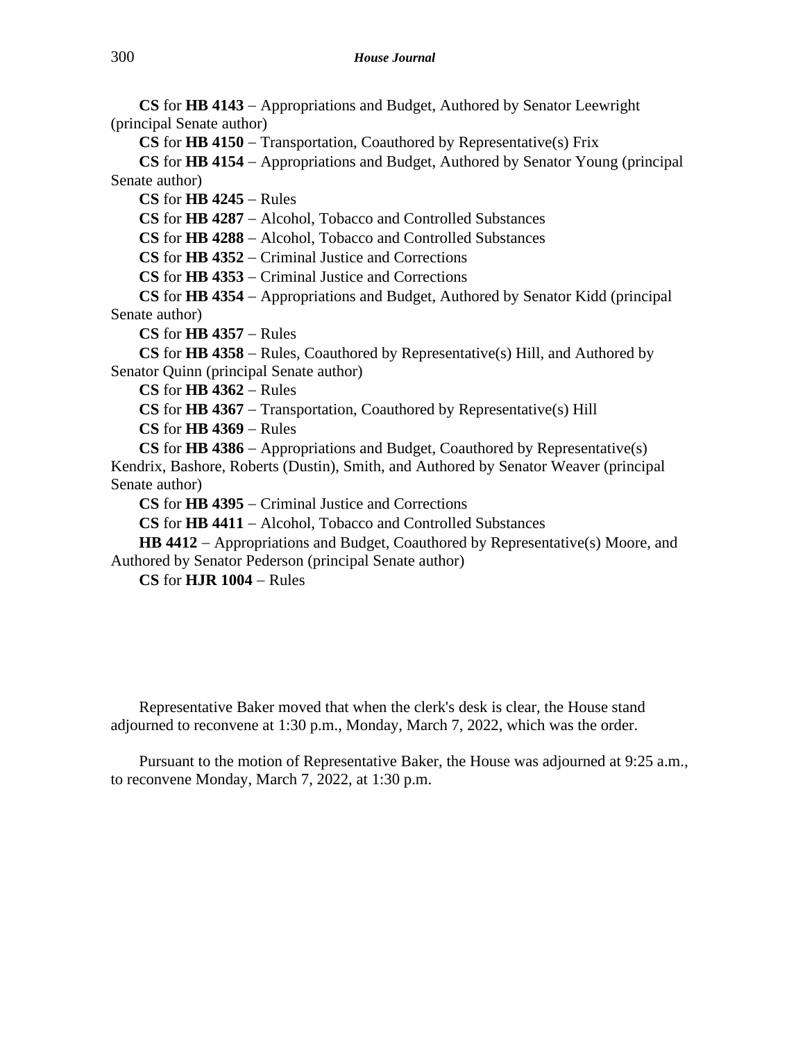**CS** for **HB 4143** − Appropriations and Budget, Authored by Senator Leewright (principal Senate author)

**CS** for **HB 4150** − Transportation, Coauthored by Representative(s) Frix

**CS** for **HB 4154** − Appropriations and Budget, Authored by Senator Young (principal Senate author)

**CS** for **HB 4245** − Rules

**CS** for **HB 4287** − Alcohol, Tobacco and Controlled Substances

**CS** for **HB 4288** − Alcohol, Tobacco and Controlled Substances

**CS** for **HB 4352** − Criminal Justice and Corrections

**CS** for **HB 4353** − Criminal Justice and Corrections

**CS** for **HB 4354** − Appropriations and Budget, Authored by Senator Kidd (principal Senate author)

**CS** for **HB 4357** − Rules

**CS** for **HB 4358** − Rules, Coauthored by Representative(s) Hill, and Authored by Senator Quinn (principal Senate author)

**CS** for **HB 4362** − Rules

**CS** for **HB 4367** − Transportation, Coauthored by Representative(s) Hill

**CS** for **HB 4369** − Rules

**CS** for **HB 4386** − Appropriations and Budget, Coauthored by Representative(s) Kendrix, Bashore, Roberts (Dustin), Smith, and Authored by Senator Weaver (principal Senate author)

**CS** for **HB 4395** − Criminal Justice and Corrections

**CS** for **HB 4411** − Alcohol, Tobacco and Controlled Substances

**HB 4412** − Appropriations and Budget, Coauthored by Representative(s) Moore, and Authored by Senator Pederson (principal Senate author)

**CS** for **HJR 1004** − Rules

Representative Baker moved that when the clerk's desk is clear, the House stand adjourned to reconvene at 1:30 p.m., Monday, March 7, 2022, which was the order.

Pursuant to the motion of Representative Baker, the House was adjourned at 9:25 a.m., to reconvene Monday, March 7, 2022, at 1:30 p.m.